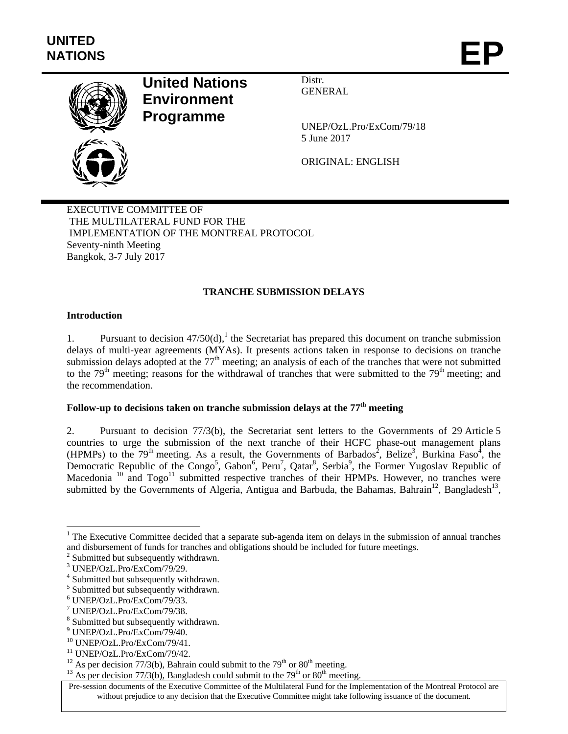UNITED NATIONS

# EP

**United Nations Environment Programme**

Distr.
GENERAL

UNEP/OzL.Pro/ExCom/79/18
5 June 2017

ORIGINAL: ENGLISH

EXECUTIVE COMMITTEE OF
THE MULTILATERAL FUND FOR THE
IMPLEMENTATION OF THE MONTREAL PROTOCOL
Seventy-ninth Meeting
Bangkok, 3-7 July 2017

## TRANCHE SUBMISSION DELAYS

### Introduction

1. Pursuant to decision 47/50(d),[1] the Secretariat has prepared this document on tranche submission delays of multi-year agreements (MYAs). It presents actions taken in response to decisions on tranche submission delays adopted at the 77th meeting; an analysis of each of the tranches that were not submitted to the 79th meeting; reasons for the withdrawal of tranches that were submitted to the 79th meeting; and the recommendation.

### Follow-up to decisions taken on tranche submission delays at the 77th meeting

2. Pursuant to decision 77/3(b), the Secretariat sent letters to the Governments of 29 Article 5 countries to urge the submission of the next tranche of their HCFC phase-out management plans (HPMPs) to the 79th meeting. As a result, the Governments of Barbados[2], Belize[3], Burkina Faso[4], the Democratic Republic of the Congo[5], Gabon[6], Peru[7], Qatar[8], Serbia[9], the Former Yugoslav Republic of Macedonia [10] and Togo[11] submitted respective tranches of their HPMPs. However, no tranches were submitted by the Governments of Algeria, Antigua and Barbuda, the Bahamas, Bahrain[12], Bangladesh[13],

---

[1] The Executive Committee decided that a separate sub-agenda item on delays in the submission of annual tranches and disbursement of funds for tranches and obligations should be included for future meetings.
[2] Submitted but subsequently withdrawn.
[3] UNEP/OzL.Pro/ExCom/79/29.
[4] Submitted but subsequently withdrawn.
[5] Submitted but subsequently withdrawn.
[6] UNEP/OzL.Pro/ExCom/79/33.
[7] UNEP/OzL.Pro/ExCom/79/38.
[8] Submitted but subsequently withdrawn.
[9] UNEP/OzL.Pro/ExCom/79/40.
[10] UNEP/OzL.Pro/ExCom/79/41.
[11] UNEP/OzL.Pro/ExCom/79/42.
[12] As per decision 77/3(b), Bahrain could submit to the 79th or 80th meeting.
[13] As per decision 77/3(b), Bangladesh could submit to the 79th or 80th meeting.

Pre-session documents of the Executive Committee of the Multilateral Fund for the Implementation of the Montreal Protocol are without prejudice to any decision that the Executive Committee might take following issuance of the document.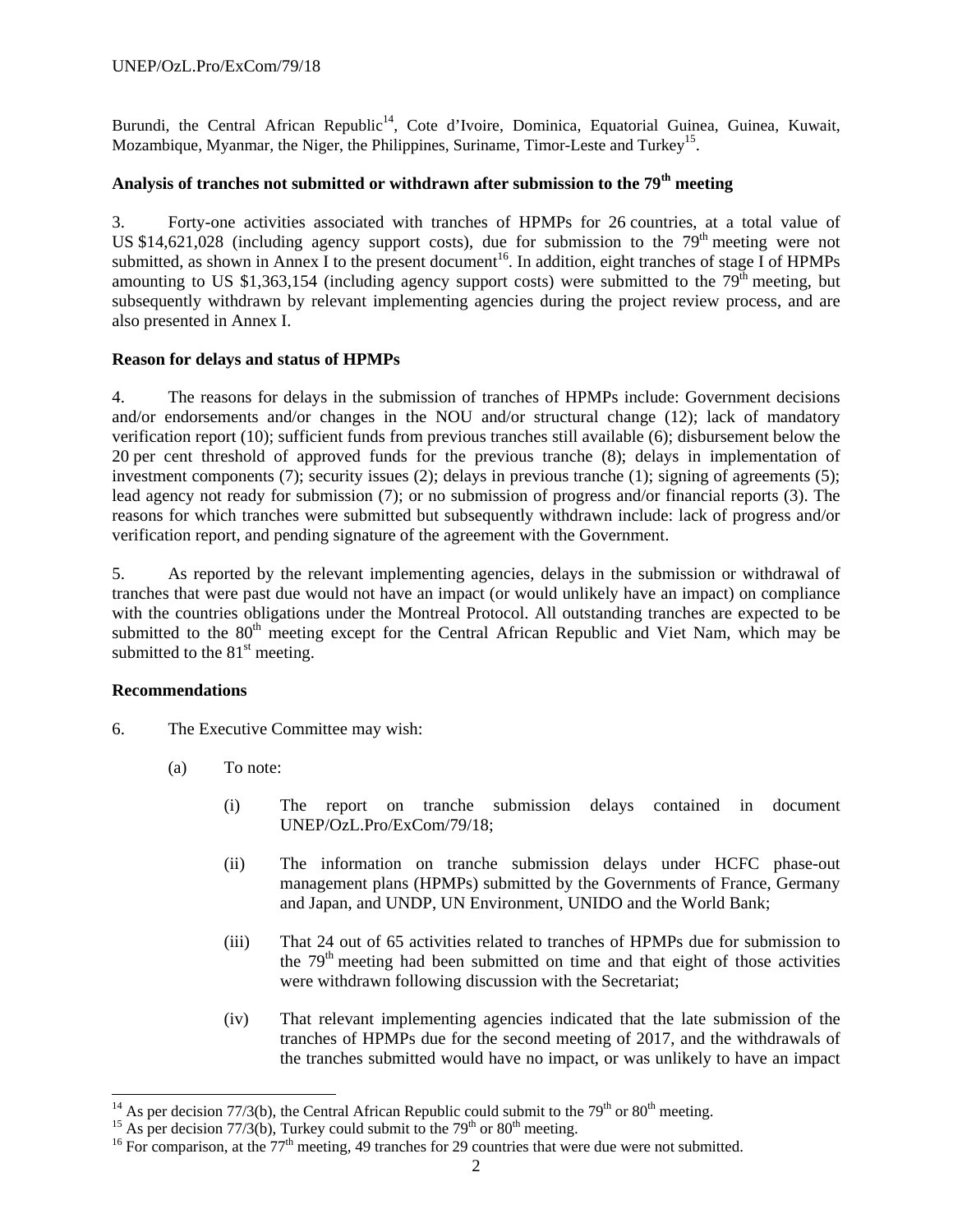Burundi, the Central African Republic[14], Cote d'Ivoire, Dominica, Equatorial Guinea, Guinea, Kuwait, Mozambique, Myanmar, the Niger, the Philippines, Suriname, Timor-Leste and Turkey[15].

**Analysis of tranches not submitted or withdrawn after submission to the 79th meeting**

3. Forty-one activities associated with tranches of HPMPs for 26 countries, at a total value of US $14,621,028 (including agency support costs), due for submission to the 79th meeting were not submitted, as shown in Annex I to the present document[16]. In addition, eight tranches of stage I of HPMPs amounting to US $1,363,154 (including agency support costs) were submitted to the 79th meeting, but subsequently withdrawn by relevant implementing agencies during the project review process, and are also presented in Annex I.

**Reason for delays and status of HPMPs**

4. The reasons for delays in the submission of tranches of HPMPs include: Government decisions and/or endorsements and/or changes in the NOU and/or structural change (12); lack of mandatory verification report (10); sufficient funds from previous tranches still available (6); disbursement below the 20 per cent threshold of approved funds for the previous tranche (8); delays in implementation of investment components (7); security issues (2); delays in previous tranche (1); signing of agreements (5); lead agency not ready for submission (7); or no submission of progress and/or financial reports (3). The reasons for which tranches were submitted but subsequently withdrawn include: lack of progress and/or verification report, and pending signature of the agreement with the Government.

5. As reported by the relevant implementing agencies, delays in the submission or withdrawal of tranches that were past due would not have an impact (or would unlikely have an impact) on compliance with the countries obligations under the Montreal Protocol. All outstanding tranches are expected to be submitted to the 80th meeting except for the Central African Republic and Viet Nam, which may be submitted to the 81st meeting.

**Recommendations**

6. The Executive Committee may wish:

(a) To note:

(i) The report on tranche submission delays contained in document UNEP/OzL.Pro/ExCom/79/18;

(ii) The information on tranche submission delays under HCFC phase-out management plans (HPMPs) submitted by the Governments of France, Germany and Japan, and UNDP, UN Environment, UNIDO and the World Bank;

(iii) That 24 out of 65 activities related to tranches of HPMPs due for submission to the 79th meeting had been submitted on time and that eight of those activities were withdrawn following discussion with the Secretariat;

(iv) That relevant implementing agencies indicated that the late submission of the tranches of HPMPs due for the second meeting of 2017, and the withdrawals of the tranches submitted would have no impact, or was unlikely to have an impact

---

[14] As per decision 77/3(b), the Central African Republic could submit to the 79th or 80th meeting.

[15] As per decision 77/3(b), Turkey could submit to the 79th or 80th meeting.

[16] For comparison, at the 77th meeting, 49 tranches for 29 countries that were due were not submitted.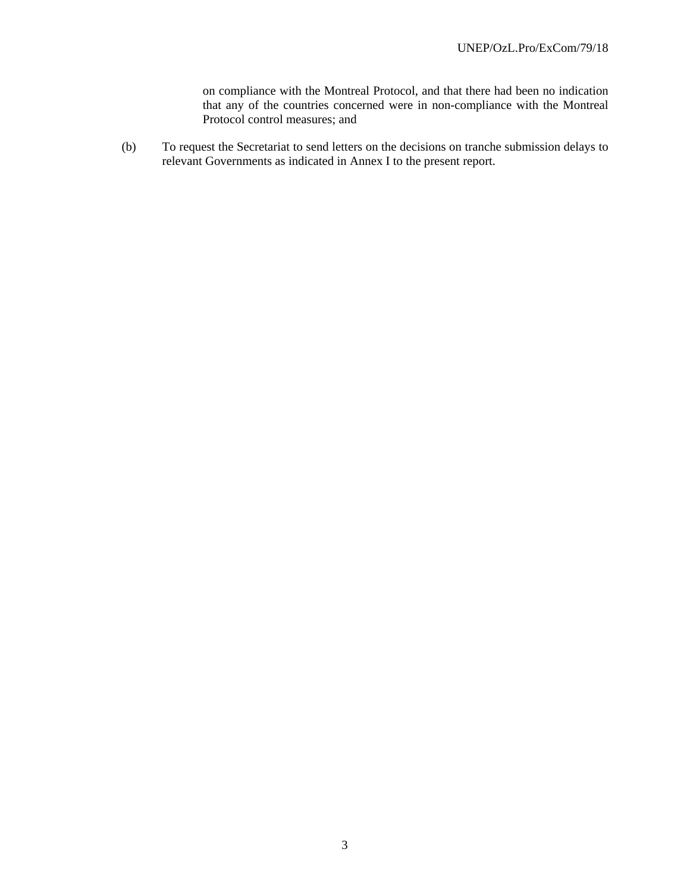on compliance with the Montreal Protocol, and that there had been no indication that any of the countries concerned were in non-compliance with the Montreal Protocol control measures; and

(b) To request the Secretariat to send letters on the decisions on tranche submission delays to relevant Governments as indicated in Annex I to the present report.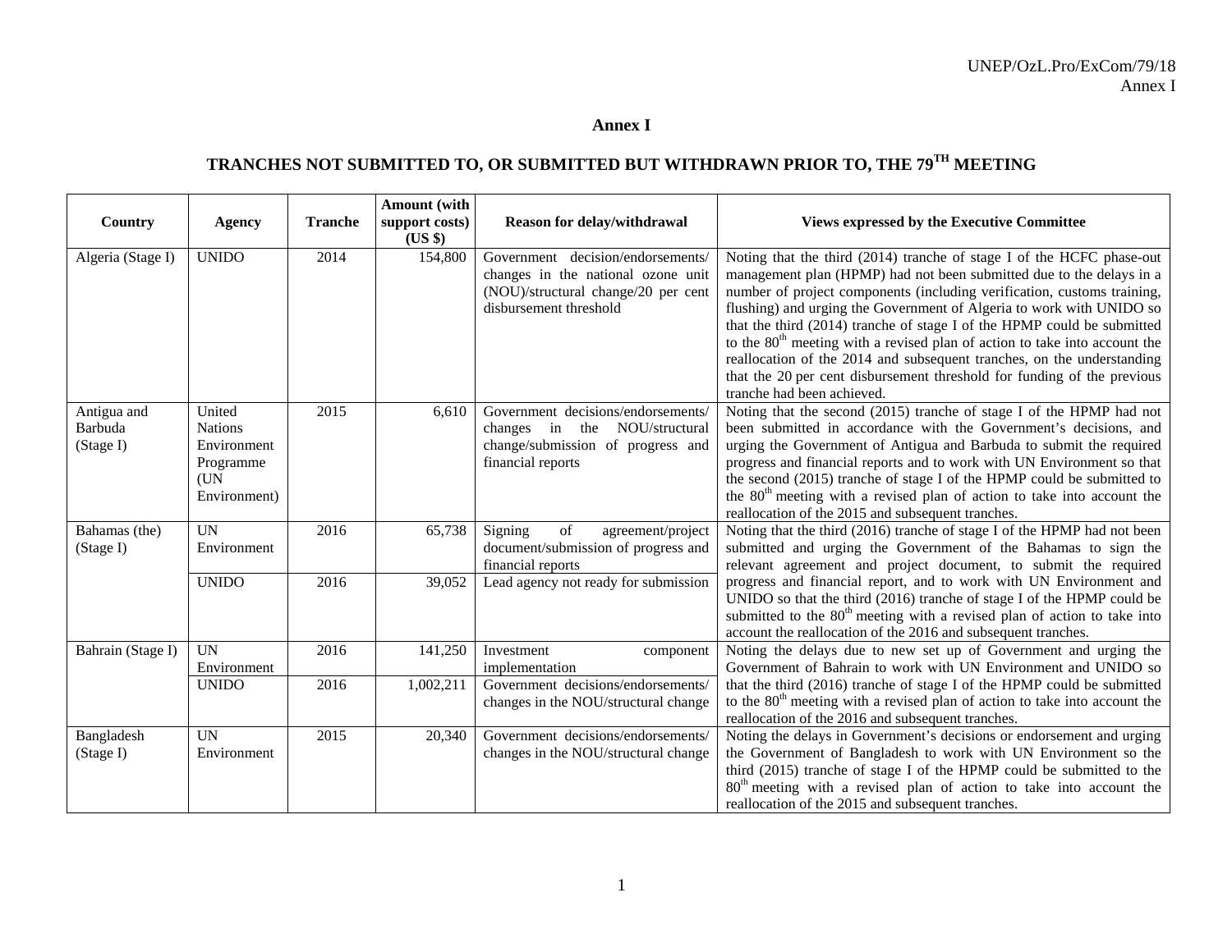# Annex I

## TRANCHES NOT SUBMITTED TO, OR SUBMITTED BUT WITHDRAWN PRIOR TO, THE 79TH MEETING

| Country | Agency | Tranche | Amount (with support costs) (US $) | Reason for delay/withdrawal | Views expressed by the Executive Committee |
|---|---|---|---|---|---|
| Algeria (Stage I) | UNIDO | 2014 | 154,800 | Government decision/endorsements/ changes in the national ozone unit (NOU)/structural change/20 per cent disbursement threshold | Noting that the third (2014) tranche of stage I of the HCFC phase-out management plan (HPMP) had not been submitted due to the delays in a number of project components (including verification, customs training, flushing) and urging the Government of Algeria to work with UNIDO so that the third (2014) tranche of stage I of the HPMP could be submitted to the 80th meeting with a revised plan of action to take into account the reallocation of the 2014 and subsequent tranches, on the understanding that the 20 per cent disbursement threshold for funding of the previous tranche had been achieved. |
| Antigua and Barbuda (Stage I) | United Nations Environment Programme (UN Environment) | 2015 | 6,610 | Government decisions/endorsements/ changes in the NOU/structural change/submission of progress and financial reports | Noting that the second (2015) tranche of stage I of the HPMP had not been submitted in accordance with the Government's decisions, and urging the Government of Antigua and Barbuda to submit the required progress and financial reports and to work with UN Environment so that the second (2015) tranche of stage I of the HPMP could be submitted to the 80th meeting with a revised plan of action to take into account the reallocation of the 2015 and subsequent tranches. |
| Bahamas (the) (Stage I) | UN Environment | 2016 | 65,738 | Signing of agreement/project document/submission of progress and financial reports | Noting that the third (2016) tranche of stage I of the HPMP had not been submitted and urging the Government of the Bahamas to sign the relevant agreement and project document, to submit the required progress and financial report, and to work with UN Environment and UNIDO so that the third (2016) tranche of stage I of the HPMP could be submitted to the 80th meeting with a revised plan of action to take into account the reallocation of the 2016 and subsequent tranches. |
| | UNIDO | 2016 | 39,052 | Lead agency not ready for submission | |
| Bahrain (Stage I) | UN Environment | 2016 | 141,250 | Investment component implementation | Noting the delays due to new set up of Government and urging the Government of Bahrain to work with UN Environment and UNIDO so that the third (2016) tranche of stage I of the HPMP could be submitted to the 80th meeting with a revised plan of action to take into account the reallocation of the 2016 and subsequent tranches. |
| | UNIDO | 2016 | 1,002,211 | Government decisions/endorsements/ changes in the NOU/structural change | |
| Bangladesh (Stage I) | UN Environment | 2015 | 20,340 | Government decisions/endorsements/ changes in the NOU/structural change | Noting the delays in Government's decisions or endorsement and urging the Government of Bangladesh to work with UN Environment so the third (2015) tranche of stage I of the HPMP could be submitted to the 80th meeting with a revised plan of action to take into account the reallocation of the 2015 and subsequent tranches. |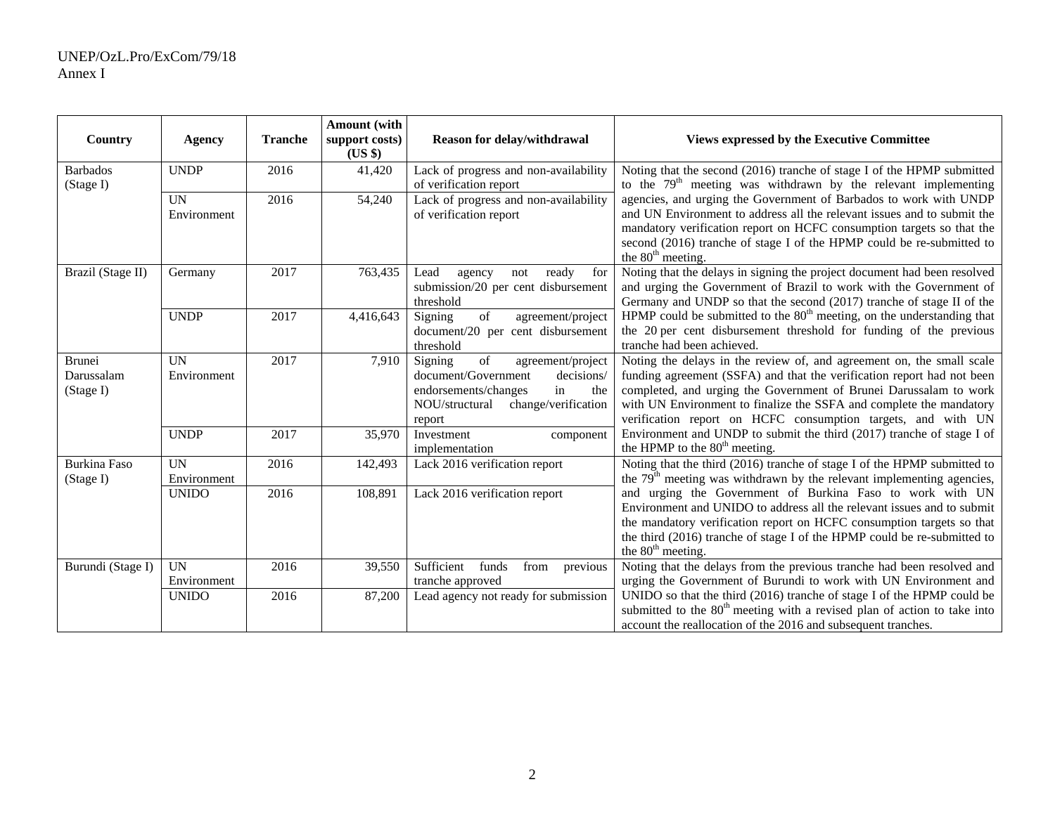| Country | Agency | Tranche | Amount (with support costs) (US $) | Reason for delay/withdrawal | Views expressed by the Executive Committee |
|---|---|---|---|---|---|
| Barbados (Stage I) | UNDP | 2016 | 41,420 | Lack of progress and non-availability of verification report | Noting that the second (2016) tranche of stage I of the HPMP submitted to the 79th meeting was withdrawn by the relevant implementing agencies, and urging the Government of Barbados to work with UNDP and UN Environment to address all the relevant issues and to submit the mandatory verification report on HCFC consumption targets so that the second (2016) tranche of stage I of the HPMP could be re-submitted to the 80th meeting. |
| | UN Environment | 2016 | 54,240 | Lack of progress and non-availability of verification report | |
| Brazil (Stage II) | Germany | 2017 | 763,435 | Lead agency not ready for submission/20 per cent disbursement threshold | Noting that the delays in signing the project document had been resolved and urging the Government of Brazil to work with the Government of Germany and UNDP so that the second (2017) tranche of stage II of the HPMP could be submitted to the 80th meeting, on the understanding that the 20 per cent disbursement threshold for funding of the previous tranche had been achieved. |
| | UNDP | 2017 | 4,416,643 | Signing of agreement/project document/20 per cent disbursement threshold | |
| Brunei Darussalam (Stage I) | UN Environment | 2017 | 7,910 | Signing of agreement/project document/Government decisions/ endorsements/changes in the NOU/structural change/verification report | Noting the delays in the review of, and agreement on, the small scale funding agreement (SSFA) and that the verification report had not been completed, and urging the Government of Brunei Darussalam to work with UN Environment to finalize the SSFA and complete the mandatory verification report on HCFC consumption targets, and with UN Environment and UNDP to submit the third (2017) tranche of stage I of the HPMP to the 80th meeting. |
| | UNDP | 2017 | 35,970 | Investment component implementation | |
| Burkina Faso (Stage I) | UN Environment | 2016 | 142,493 | Lack 2016 verification report | Noting that the third (2016) tranche of stage I of the HPMP submitted to the 79th meeting was withdrawn by the relevant implementing agencies, and urging the Government of Burkina Faso to work with UN Environment and UNIDO to address all the relevant issues and to submit the mandatory verification report on HCFC consumption targets so that the third (2016) tranche of stage I of the HPMP could be re-submitted to the 80th meeting. |
| | UNIDO | 2016 | 108,891 | Lack 2016 verification report | |
| Burundi (Stage I) | UN Environment | 2016 | 39,550 | Sufficient funds from previous tranche approved | Noting that the delays from the previous tranche had been resolved and urging the Government of Burundi to work with UN Environment and UNIDO so that the third (2016) tranche of stage I of the HPMP could be submitted to the 80th meeting with a revised plan of action to take into account the reallocation of the 2016 and subsequent tranches. |
| | UNIDO | 2016 | 87,200 | Lead agency not ready for submission | |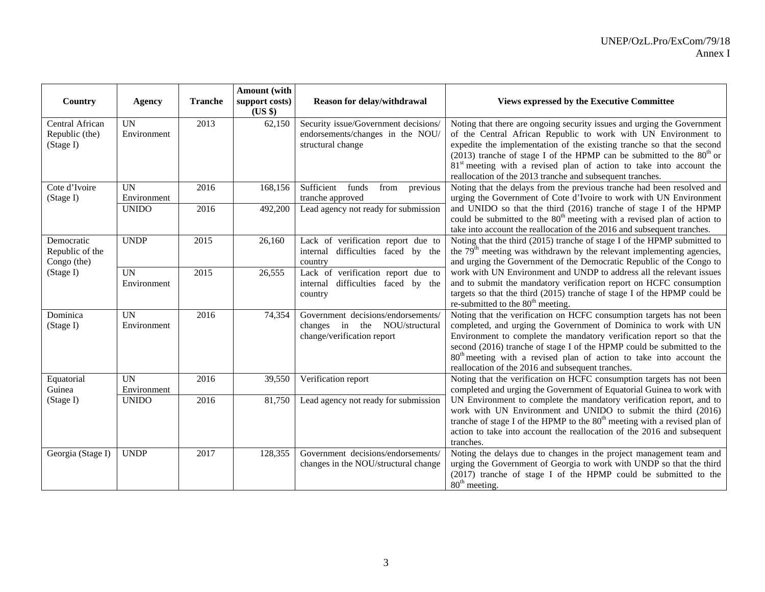| Country | Agency | Tranche | Amount (with support costs) (US $) | Reason for delay/withdrawal | Views expressed by the Executive Committee |
|---|---|---|---|---|---|
| Central African Republic (the) (Stage I) | UN Environment | 2013 | 62,150 | Security issue/Government decisions/ endorsements/changes in the NOU/ structural change | Noting that there are ongoing security issues and urging the Government of the Central African Republic to work with UN Environment to expedite the implementation of the existing tranche so that the second (2013) tranche of stage I of the HPMP can be submitted to the 80th or 81st meeting with a revised plan of action to take into account the reallocation of the 2013 tranche and subsequent tranches. |
| Cote d'Ivoire (Stage I) | UN Environment | 2016 | 168,156 | Sufficient funds from previous tranche approved | Noting that the delays from the previous tranche had been resolved and urging the Government of Cote d'Ivoire to work with UN Environment and UNIDO so that the third (2016) tranche of stage I of the HPMP could be submitted to the 80th meeting with a revised plan of action to take into account the reallocation of the 2016 and subsequent tranches. |
| | UNIDO | 2016 | 492,200 | Lead agency not ready for submission | |
| Democratic Republic of the Congo (the) (Stage I) | UNDP | 2015 | 26,160 | Lack of verification report due to internal difficulties faced by the country | Noting that the third (2015) tranche of stage I of the HPMP submitted to the 79th meeting was withdrawn by the relevant implementing agencies, and urging the Government of the Democratic Republic of the Congo to work with UN Environment and UNDP to address all the relevant issues and to submit the mandatory verification report on HCFC consumption targets so that the third (2015) tranche of stage I of the HPMP could be re-submitted to the 80th meeting. |
| | UN Environment | 2015 | 26,555 | Lack of verification report due to internal difficulties faced by the country | |
| Dominica (Stage I) | UN Environment | 2016 | 74,354 | Government decisions/endorsements/ changes in the NOU/structural change/verification report | Noting that the verification on HCFC consumption targets has not been completed, and urging the Government of Dominica to work with UN Environment to complete the mandatory verification report so that the second (2016) tranche of stage I of the HPMP could be submitted to the 80th meeting with a revised plan of action to take into account the reallocation of the 2016 and subsequent tranches. |
| Equatorial Guinea (Stage I) | UN Environment | 2016 | 39,550 | Verification report | Noting that the verification on HCFC consumption targets has not been completed and urging the Government of Equatorial Guinea to work with UN Environment to complete the mandatory verification report, and to work with UN Environment and UNIDO to submit the third (2016) tranche of stage I of the HPMP to the 80th meeting with a revised plan of action to take into account the reallocation of the 2016 and subsequent tranches. |
| | UNIDO | 2016 | 81,750 | Lead agency not ready for submission | |
| Georgia (Stage I) | UNDP | 2017 | 128,355 | Government decisions/endorsements/ changes in the NOU/structural change | Noting the delays due to changes in the project management team and urging the Government of Georgia to work with UNDP so that the third (2017) tranche of stage I of the HPMP could be submitted to the 80th meeting. |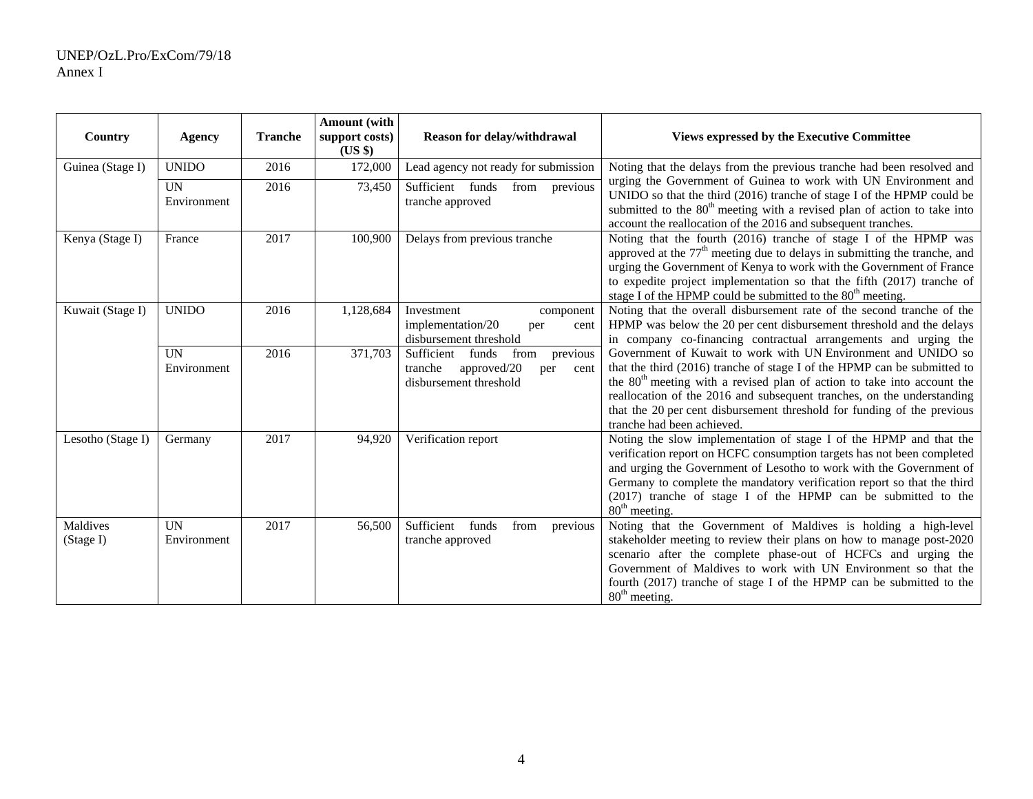| Country | Agency | Tranche | Amount (with support costs) (US $) | Reason for delay/withdrawal | Views expressed by the Executive Committee |
|---|---|---|---|---|---|
| Guinea (Stage I) | UNIDO | 2016 | 172,000 | Lead agency not ready for submission | Noting that the delays from the previous tranche had been resolved and urging the Government of Guinea to work with UN Environment and UNIDO so that the third (2016) tranche of stage I of the HPMP could be submitted to the 80th meeting with a revised plan of action to take into account the reallocation of the 2016 and subsequent tranches. |
| | UN Environment | 2016 | 73,450 | Sufficient funds from previous tranche approved | |
| Kenya (Stage I) | France | 2017 | 100,900 | Delays from previous tranche | Noting that the fourth (2016) tranche of stage I of the HPMP was approved at the 77th meeting due to delays in submitting the tranche, and urging the Government of Kenya to work with the Government of France to expedite project implementation so that the fifth (2017) tranche of stage I of the HPMP could be submitted to the 80th meeting. |
| Kuwait (Stage I) | UNIDO | 2016 | 1,128,684 | Investment component implementation/20 per cent disbursement threshold | Noting that the overall disbursement rate of the second tranche of the HPMP was below the 20 per cent disbursement threshold and the delays in company co-financing contractual arrangements and urging the Government of Kuwait to work with UN Environment and UNIDO so that the third (2016) tranche of stage I of the HPMP can be submitted to the 80th meeting with a revised plan of action to take into account the reallocation of the 2016 and subsequent tranches, on the understanding that the 20 per cent disbursement threshold for funding of the previous tranche had been achieved. |
| | UN Environment | 2016 | 371,703 | Sufficient funds from previous tranche approved/20 per cent disbursement threshold | |
| Lesotho (Stage I) | Germany | 2017 | 94,920 | Verification report | Noting the slow implementation of stage I of the HPMP and that the verification report on HCFC consumption targets has not been completed and urging the Government of Lesotho to work with the Government of Germany to complete the mandatory verification report so that the third (2017) tranche of stage I of the HPMP can be submitted to the 80th meeting. |
| Maldives (Stage I) | UN Environment | 2017 | 56,500 | Sufficient funds from previous tranche approved | Noting that the Government of Maldives is holding a high-level stakeholder meeting to review their plans on how to manage post-2020 scenario after the complete phase-out of HCFCs and urging the Government of Maldives to work with UN Environment so that the fourth (2017) tranche of stage I of the HPMP can be submitted to the 80th meeting. |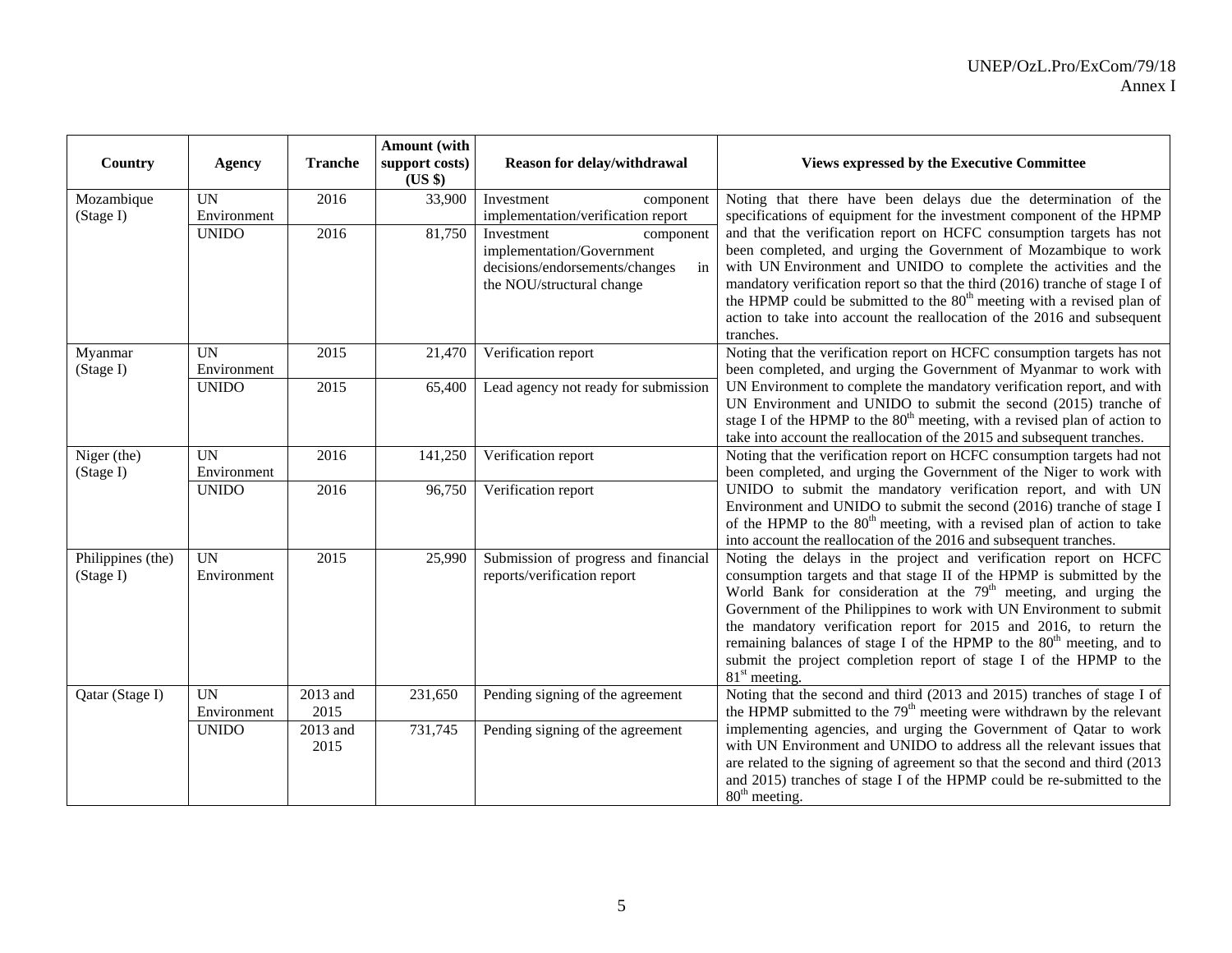| Country | Agency | Tranche | Amount (with support costs) (US $) | Reason for delay/withdrawal | Views expressed by the Executive Committee |
|---|---|---|---|---|---|
| Mozambique (Stage I) | UN Environment | 2016 | 33,900 | Investment component implementation/verification report | Noting that there have been delays due the determination of the specifications of equipment for the investment component of the HPMP and that the verification report on HCFC consumption targets has not been completed, and urging the Government of Mozambique to work with UN Environment and UNIDO to complete the activities and the mandatory verification report so that the third (2016) tranche of stage I of the HPMP could be submitted to the 80th meeting with a revised plan of action to take into account the reallocation of the 2016 and subsequent tranches. |
| | UNIDO | 2016 | 81,750 | Investment component implementation/Government decisions/endorsements/changes in the NOU/structural change | |
| Myanmar (Stage I) | UN Environment | 2015 | 21,470 | Verification report | Noting that the verification report on HCFC consumption targets has not been completed, and urging the Government of Myanmar to work with UN Environment to complete the mandatory verification report, and with UN Environment and UNIDO to submit the second (2015) tranche of stage I of the HPMP to the 80th meeting, with a revised plan of action to take into account the reallocation of the 2015 and subsequent tranches. |
| | UNIDO | 2015 | 65,400 | Lead agency not ready for submission | |
| Niger (the) (Stage I) | UN Environment | 2016 | 141,250 | Verification report | Noting that the verification report on HCFC consumption targets had not been completed, and urging the Government of the Niger to work with UNIDO to submit the mandatory verification report, and with UN Environment and UNIDO to submit the second (2016) tranche of stage I of the HPMP to the 80th meeting, with a revised plan of action to take into account the reallocation of the 2016 and subsequent tranches. |
| | UNIDO | 2016 | 96,750 | Verification report | |
| Philippines (the) (Stage I) | UN Environment | 2015 | 25,990 | Submission of progress and financial reports/verification report | Noting the delays in the project and verification report on HCFC consumption targets and that stage II of the HPMP is submitted by the World Bank for consideration at the 79th meeting, and urging the Government of the Philippines to work with UN Environment to submit the mandatory verification report for 2015 and 2016, to return the remaining balances of stage I of the HPMP to the 80th meeting, and to submit the project completion report of stage I of the HPMP to the 81st meeting. |
| Qatar (Stage I) | UN Environment | 2013 and 2015 | 231,650 | Pending signing of the agreement | Noting that the second and third (2013 and 2015) tranches of stage I of the HPMP submitted to the 79th meeting were withdrawn by the relevant implementing agencies, and urging the Government of Qatar to work with UN Environment and UNIDO to address all the relevant issues that are related to the signing of agreement so that the second and third (2013 and 2015) tranches of stage I of the HPMP could be re-submitted to the 80th meeting. |
| | UNIDO | 2013 and 2015 | 731,745 | Pending signing of the agreement | |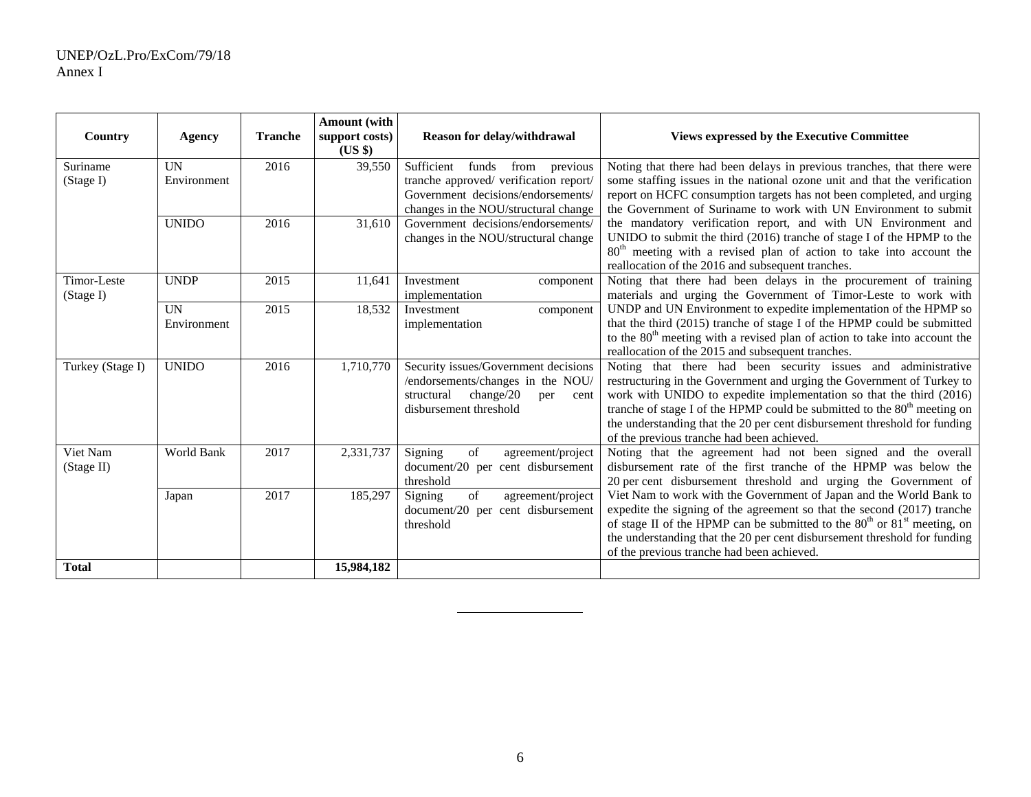| Country | Agency | Tranche | Amount (with support costs) (US $) | Reason for delay/withdrawal | Views expressed by the Executive Committee |
|---|---|---|---|---|---|
| Suriname (Stage I) | UN Environment | 2016 | 39,550 | Sufficient funds from previous tranche approved/ verification report/ Government decisions/endorsements/ changes in the NOU/structural change | Noting that there had been delays in previous tranches, that there were some staffing issues in the national ozone unit and that the verification report on HCFC consumption targets has not been completed, and urging the Government of Suriname to work with UN Environment to submit the mandatory verification report, and with UN Environment and UNIDO to submit the third (2016) tranche of stage I of the HPMP to the 80th meeting with a revised plan of action to take into account the reallocation of the 2016 and subsequent tranches. |
| | UNIDO | 2016 | 31,610 | Government decisions/endorsements/ changes in the NOU/structural change | |
| Timor-Leste (Stage I) | UNDP | 2015 | 11,641 | Investment component implementation | Noting that there had been delays in the procurement of training materials and urging the Government of Timor-Leste to work with UNDP and UN Environment to expedite implementation of the HPMP so that the third (2015) tranche of stage I of the HPMP could be submitted to the 80th meeting with a revised plan of action to take into account the reallocation of the 2015 and subsequent tranches. |
| | UN Environment | 2015 | 18,532 | Investment component implementation | |
| Turkey (Stage I) | UNIDO | 2016 | 1,710,770 | Security issues/Government decisions /endorsements/changes in the NOU/ structural change/20 per cent disbursement threshold | Noting that there had been security issues and administrative restructuring in the Government and urging the Government of Turkey to work with UNIDO to expedite implementation so that the third (2016) tranche of stage I of the HPMP could be submitted to the 80th meeting on the understanding that the 20 per cent disbursement threshold for funding of the previous tranche had been achieved. |
| Viet Nam (Stage II) | World Bank | 2017 | 2,331,737 | Signing of agreement/project document/20 per cent disbursement threshold | Noting that the agreement had not been signed and the overall disbursement rate of the first tranche of the HPMP was below the 20 per cent disbursement threshold and urging the Government of Viet Nam to work with the Government of Japan and the World Bank to expedite the signing of the agreement so that the second (2017) tranche of stage II of the HPMP can be submitted to the 80th or 81st meeting, on the understanding that the 20 per cent disbursement threshold for funding of the previous tranche had been achieved. |
| | Japan | 2017 | 185,297 | Signing of agreement/project document/20 per cent disbursement threshold | |
| **Total** | | | **15,984,182** | | |